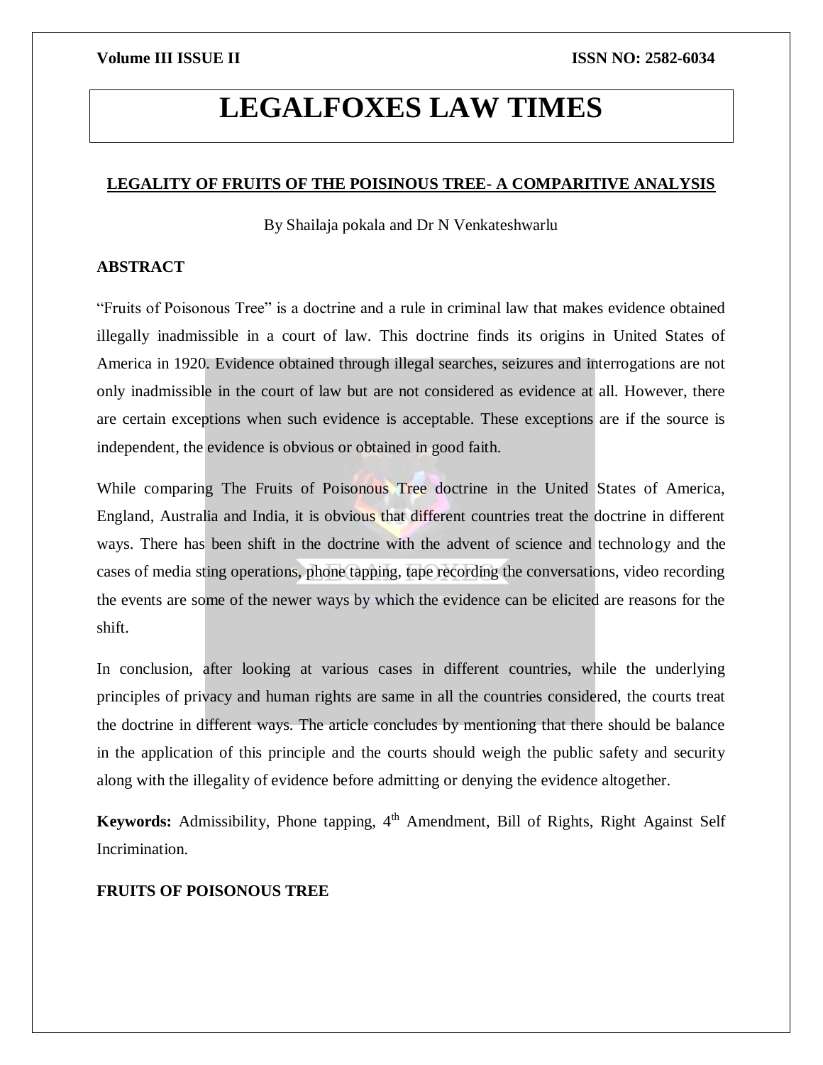# LEGALFOXES LAW TIMES

## LEGALITY OF FRUITS OF THE POISINOUS TREE- A COMPARITIVE ANALYSIS

By Shailaja pokala and Dr N Venkateshwarlu

### ABSTRACT

"Fruits of Poisonous Tree" is a doctrine and a rule in criminal law that makes evidence obtained illegally inadmissible in a court of law. This doctrine finds its origins in United States of America in 1920. Evidence obtained through illegal searches, seizures and interrogations are not only inadmissible in the court of law but are not considered as evidence at all. However, there are certain exceptions when such evidence is acceptable. These exceptions are if the source is independent, the evidence is obvious or obtained in good faith.

While comparing The Fruits of Poisonous Tree doctrine in the United States of America, England, Australia and India, it is obvious that different countries treat the doctrine in different ways. There has been shift in the doctrine with the advent of science and technology and the cases of media sting operations, phone tapping, tape recording the conversations, video recording the events are some of the newer ways by which the evidence can be elicited are reasons for the shift.

In conclusion, after looking at various cases in different countries, while the underlying principles of privacy and human rights are same in all the countries considered, the courts treat the doctrine in different ways. The article concludes by mentioning that there should be balance in the application of this principle and the courts should weigh the public safety and security along with the illegality of evidence before admitting or denying the evidence altogether.

**Keywords:** Admissibility, Phone tapping, 4$^{th}$ Amendment, Bill of Rights, Right Against Self Incrimination.

### FRUITS OF POISONOUS TREE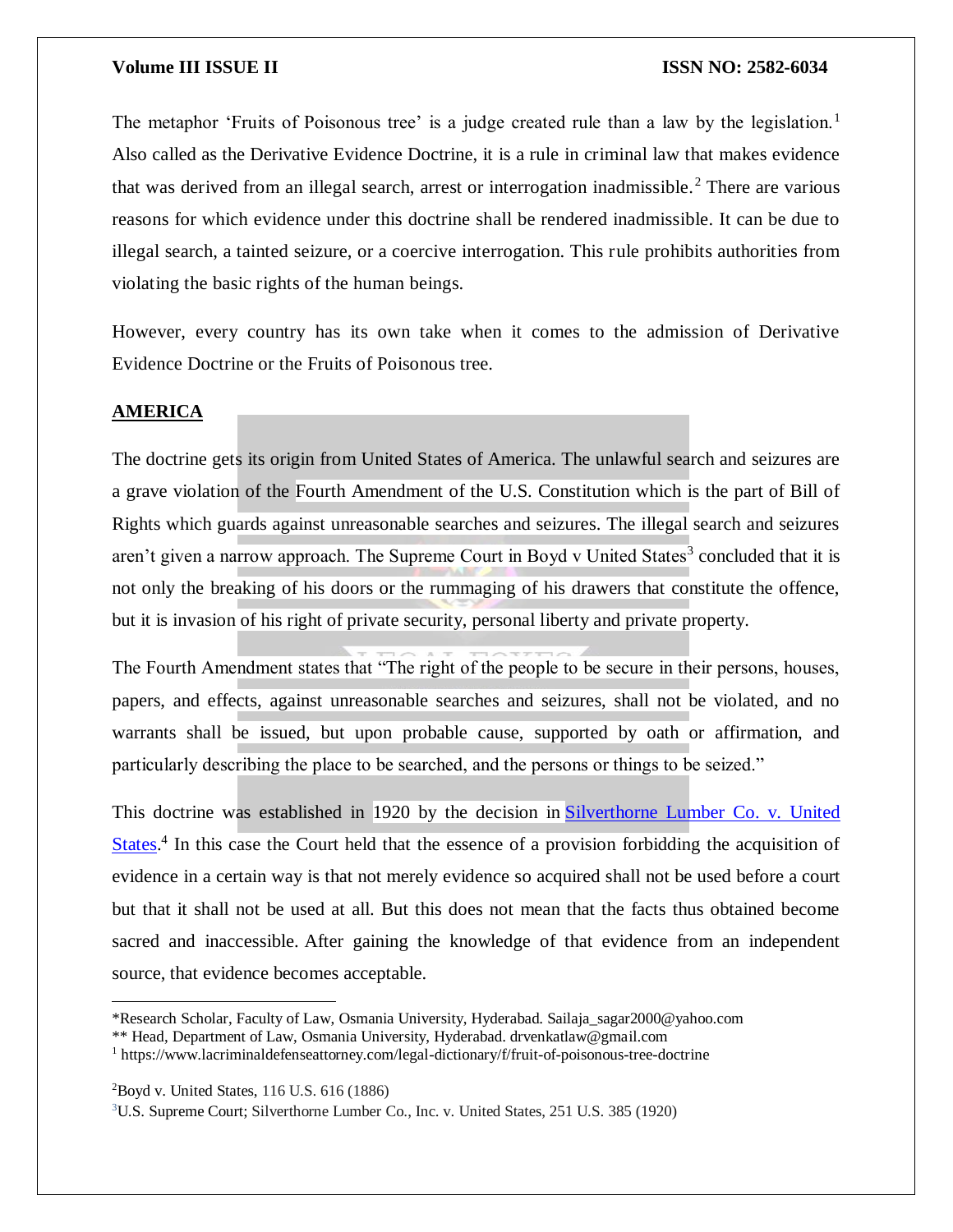The metaphor 'Fruits of Poisonous tree' is a judge created rule than a law by the legislation.[1] Also called as the Derivative Evidence Doctrine, it is a rule in criminal law that makes evidence that was derived from an illegal search, arrest or interrogation inadmissible.[2] There are various reasons for which evidence under this doctrine shall be rendered inadmissible. It can be due to illegal search, a tainted seizure, or a coercive interrogation. This rule prohibits authorities from violating the basic rights of the human beings.

However, every country has its own take when it comes to the admission of Derivative Evidence Doctrine or the Fruits of Poisonous tree.

## AMERICA

The doctrine gets its origin from United States of America. The unlawful search and seizures are a grave violation of the Fourth Amendment of the U.S. Constitution which is the part of Bill of Rights which guards against unreasonable searches and seizures. The illegal search and seizures aren't given a narrow approach. The Supreme Court in Boyd v United States[3] concluded that it is not only the breaking of his doors or the rummaging of his drawers that constitute the offence, but it is invasion of his right of private security, personal liberty and private property.

The Fourth Amendment states that "The right of the people to be secure in their persons, houses, papers, and effects, against unreasonable searches and seizures, shall not be violated, and no warrants shall be issued, but upon probable cause, supported by oath or affirmation, and particularly describing the place to be searched, and the persons or things to be seized."

This doctrine was established in 1920 by the decision in Silverthorne Lumber Co. v. United States.[4] In this case the Court held that the essence of a provision forbidding the acquisition of evidence in a certain way is that not merely evidence so acquired shall not be used before a court but that it shall not be used at all. But this does not mean that the facts thus obtained become sacred and inaccessible. After gaining the knowledge of that evidence from an independent source, that evidence becomes acceptable.

---

*Research Scholar, Faculty of Law, Osmania University, Hyderabad. Sailaja_sagar2000@yahoo.com

** Head, Department of Law, Osmania University, Hyderabad. drvenkatlaw@gmail.com

[1] https://www.lacriminaldefenseattorney.com/legal-dictionary/f/fruit-of-poisonous-tree-doctrine

[2] Boyd v. United States, 116 U.S. 616 (1886)

[3] U.S. Supreme Court; Silverthorne Lumber Co., Inc. v. United States, 251 U.S. 385 (1920)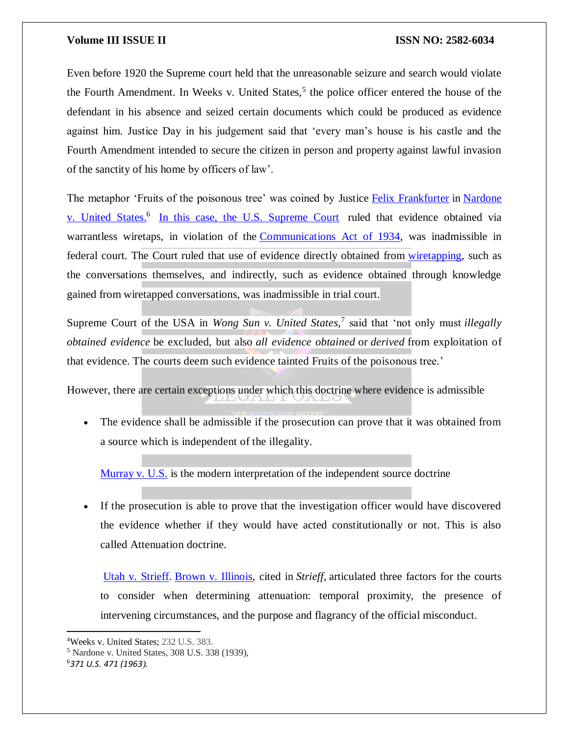Even before 1920 the Supreme court held that the unreasonable seizure and search would violate the Fourth Amendment. In Weeks v. United States,[5] the police officer entered the house of the defendant in his absence and seized certain documents which could be produced as evidence against him. Justice Day in his judgement said that 'every man's house is his castle and the Fourth Amendment intended to secure the citizen in person and property against lawful invasion of the sanctity of his home by officers of law'.

The metaphor 'Fruits of the poisonous tree' was coined by Justice Felix Frankfurter in Nardone v. United States.[6] In this case, the U.S. Supreme Court ruled that evidence obtained via warrantless wiretaps, in violation of the Communications Act of 1934, was inadmissible in federal court. The Court ruled that use of evidence directly obtained from wiretapping, such as the conversations themselves, and indirectly, such as evidence obtained through knowledge gained from wiretapped conversations, was inadmissible in trial court.

Supreme Court of the USA in *Wong Sun v. United States*,[7] said that 'not only must *illegally obtained evidence* be excluded, but also *all evidence obtained* or *derived* from exploitation of that evidence. The courts deem such evidence tainted Fruits of the poisonous tree.'

However, there are certain exceptions under which this doctrine where evidence is admissible

- The evidence shall be admissible if the prosecution can prove that it was obtained from a source which is independent of the illegality.

  Murray v. U.S. is the modern interpretation of the independent source doctrine

- If the prosecution is able to prove that the investigation officer would have discovered the evidence whether if they would have acted constitutionally or not. This is also called Attenuation doctrine.

  Utah v. Strieff. Brown v. Illinois, cited in *Strieff*, articulated three factors for the courts to consider when determining attenuation: temporal proximity, the presence of intervening circumstances, and the purpose and flagrancy of the official misconduct.

---

[4]Weeks v. United States; 232 U.S. 383.

[5] Nardone v. United States, 308 U.S. 338 (1939),

[6]*371 U.S. 471 (1963).*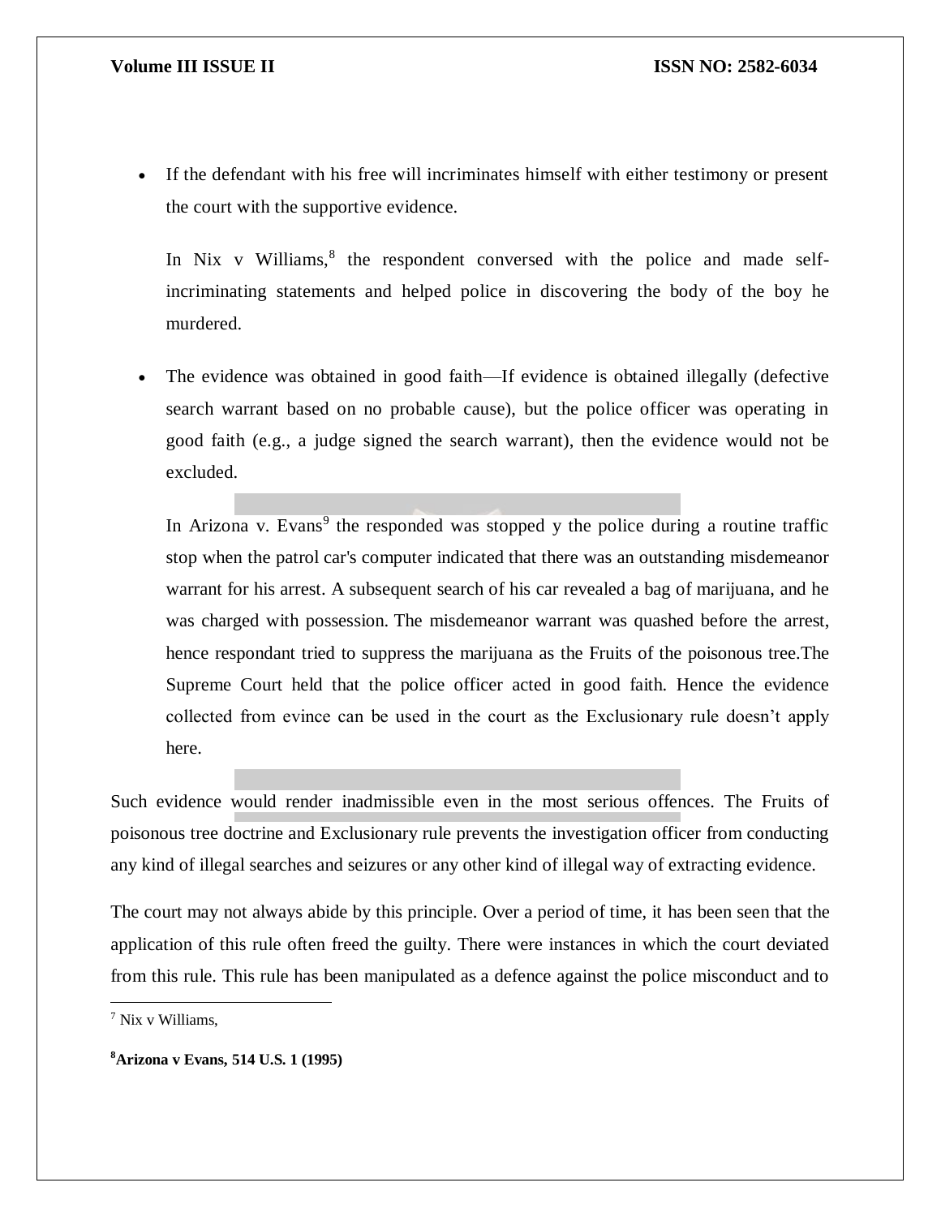- If the defendant with his free will incriminates himself with either testimony or present the court with the supportive evidence.

  In Nix v Williams,[8] the respondent conversed with the police and made self-incriminating statements and helped police in discovering the body of the boy he murdered.

- The evidence was obtained in good faith—If evidence is obtained illegally (defective search warrant based on no probable cause), but the police officer was operating in good faith (e.g., a judge signed the search warrant), then the evidence would not be excluded.

  In Arizona v. Evans[9] the responded was stopped y the police during a routine traffic stop when the patrol car's computer indicated that there was an outstanding misdemeanor warrant for his arrest. A subsequent search of his car revealed a bag of marijuana, and he was charged with possession. The misdemeanor warrant was quashed before the arrest, hence respondant tried to suppress the marijuana as the Fruits of the poisonous tree.The Supreme Court held that the police officer acted in good faith. Hence the evidence collected from evince can be used in the court as the Exclusionary rule doesn't apply here.

Such evidence would render inadmissible even in the most serious offences. The Fruits of poisonous tree doctrine and Exclusionary rule prevents the investigation officer from conducting any kind of illegal searches and seizures or any other kind of illegal way of extracting evidence.

The court may not always abide by this principle. Over a period of time, it has been seen that the application of this rule often freed the guilty. There were instances in which the court deviated from this rule. This rule has been manipulated as a defence against the police misconduct and to

---

[7] Nix v Williams,

**[8]Arizona v Evans, 514 U.S. 1 (1995)**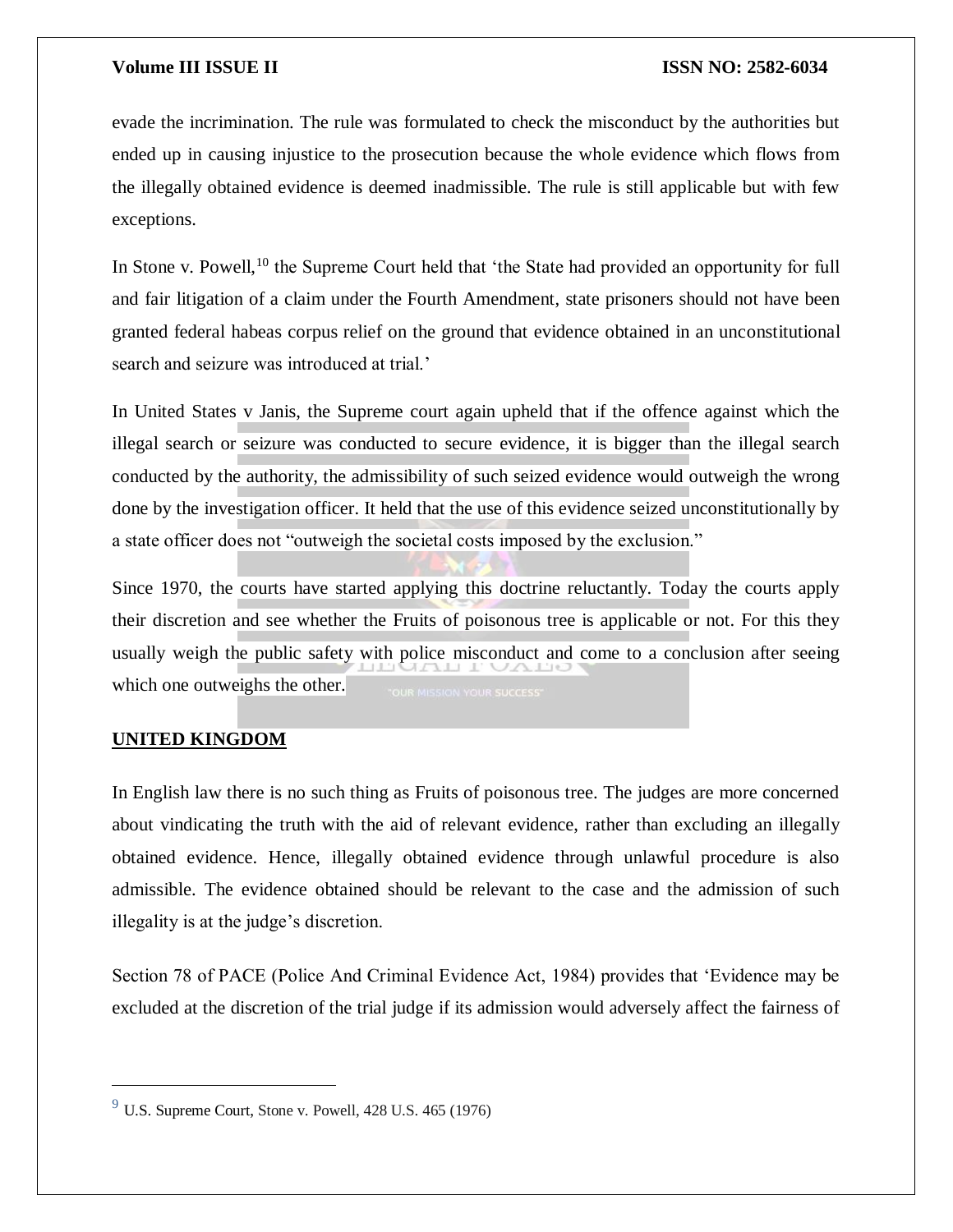evade the incrimination. The rule was formulated to check the misconduct by the authorities but ended up in causing injustice to the prosecution because the whole evidence which flows from the illegally obtained evidence is deemed inadmissible. The rule is still applicable but with few exceptions.

In Stone v. Powell,[10] the Supreme Court held that 'the State had provided an opportunity for full and fair litigation of a claim under the Fourth Amendment, state prisoners should not have been granted federal habeas corpus relief on the ground that evidence obtained in an unconstitutional search and seizure was introduced at trial.'

In United States v Janis, the Supreme court again upheld that if the offence against which the illegal search or seizure was conducted to secure evidence, it is bigger than the illegal search conducted by the authority, the admissibility of such seized evidence would outweigh the wrong done by the investigation officer. It held that the use of this evidence seized unconstitutionally by a state officer does not "outweigh the societal costs imposed by the exclusion."

Since 1970, the courts have started applying this doctrine reluctantly. Today the courts apply their discretion and see whether the Fruits of poisonous tree is applicable or not. For this they usually weigh the public safety with police misconduct and come to a conclusion after seeing which one outweighs the other.

**UNITED KINGDOM**

In English law there is no such thing as Fruits of poisonous tree. The judges are more concerned about vindicating the truth with the aid of relevant evidence, rather than excluding an illegally obtained evidence. Hence, illegally obtained evidence through unlawful procedure is also admissible. The evidence obtained should be relevant to the case and the admission of such illegality is at the judge's discretion.

Section 78 of PACE (Police And Criminal Evidence Act, 1984) provides that 'Evidence may be excluded at the discretion of the trial judge if its admission would adversely affect the fairness of

[9] U.S. Supreme Court, Stone v. Powell, 428 U.S. 465 (1976)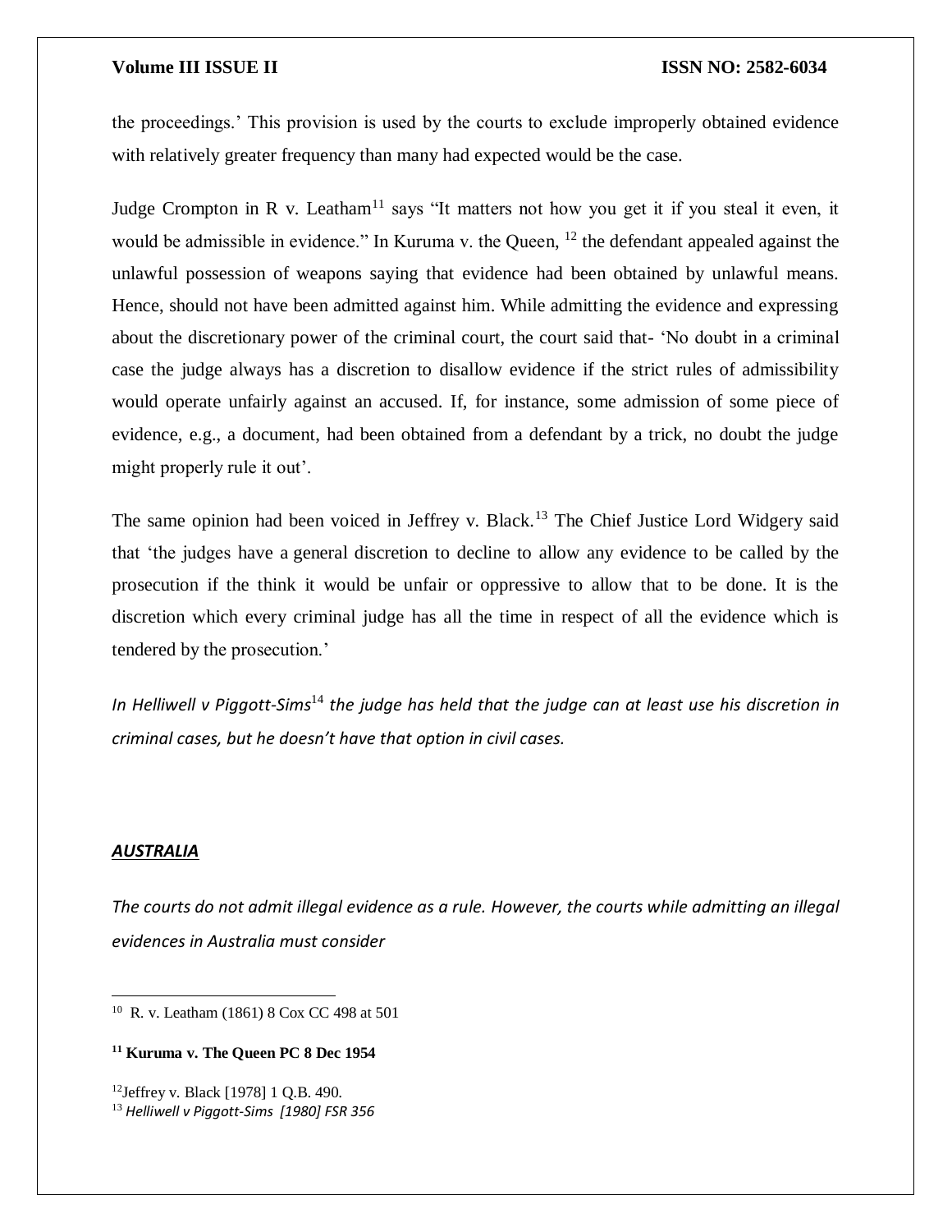the proceedings.' This provision is used by the courts to exclude improperly obtained evidence with relatively greater frequency than many had expected would be the case.

Judge Crompton in R v. Leatham[11] says "It matters not how you get it if you steal it even, it would be admissible in evidence." In Kuruma v. the Queen, [12] the defendant appealed against the unlawful possession of weapons saying that evidence had been obtained by unlawful means. Hence, should not have been admitted against him. While admitting the evidence and expressing about the discretionary power of the criminal court, the court said that- 'No doubt in a criminal case the judge always has a discretion to disallow evidence if the strict rules of admissibility would operate unfairly against an accused. If, for instance, some admission of some piece of evidence, e.g., a document, had been obtained from a defendant by a trick, no doubt the judge might properly rule it out'.

The same opinion had been voiced in Jeffrey v. Black.[13] The Chief Justice Lord Widgery said that 'the judges have a general discretion to decline to allow any evidence to be called by the prosecution if the think it would be unfair or oppressive to allow that to be done. It is the discretion which every criminal judge has all the time in respect of all the evidence which is tendered by the prosecution.'

*In Helliwell v Piggott-Sims[14] the judge has held that the judge can at least use his discretion in criminal cases, but he doesn't have that option in civil cases.*

***AUSTRALIA***

*The courts do not admit illegal evidence as a rule. However, the courts while admitting an illegal evidences in Australia must consider*

---

[10] R. v. Leatham (1861) 8 Cox CC 498 at 501

**[11] Kuruma v. The Queen PC 8 Dec 1954**

[12] Jeffrey v. Black [1978] 1 Q.B. 490.

[13] *Helliwell v Piggott-Sims [1980] FSR 356*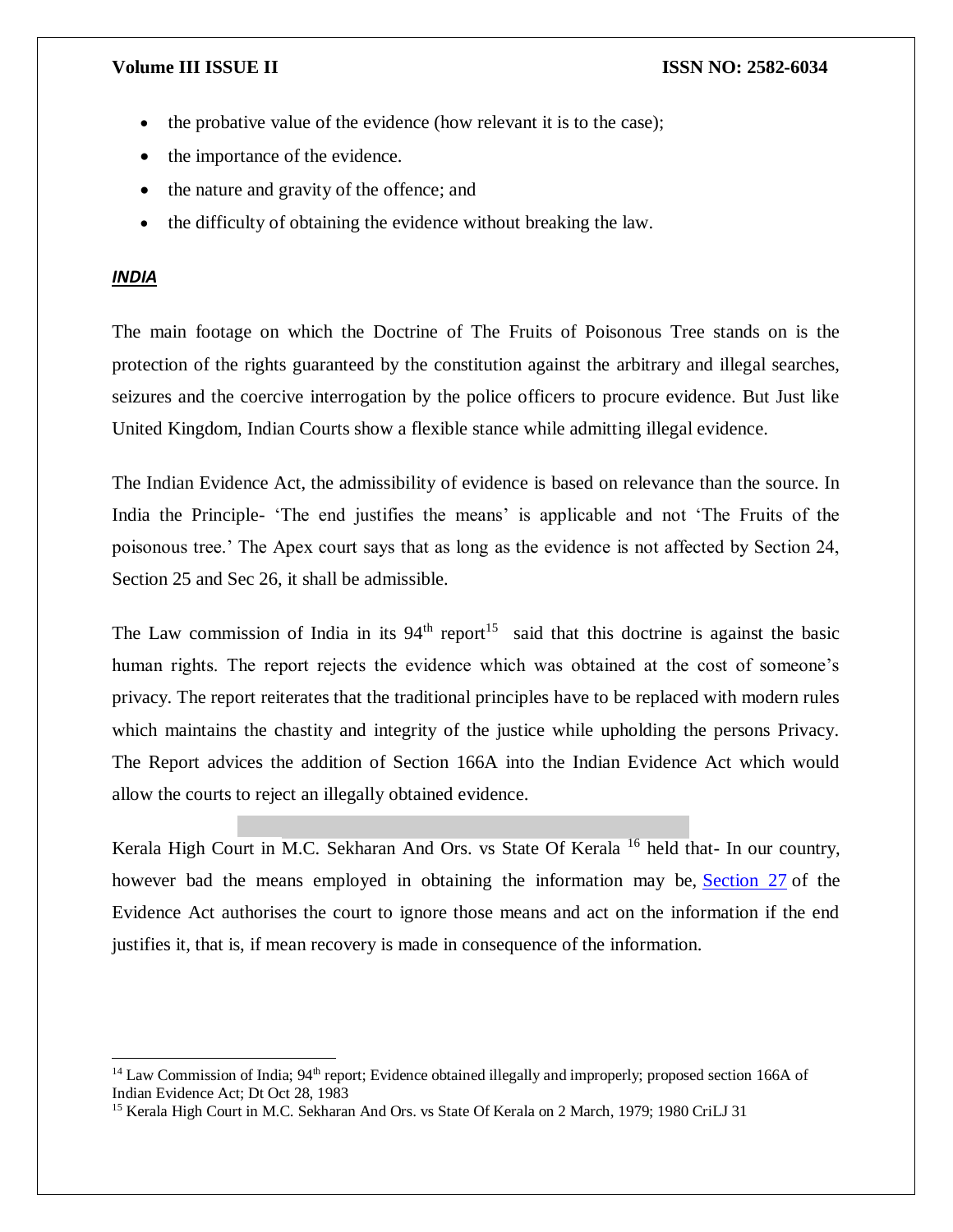- the probative value of the evidence (how relevant it is to the case);
- the importance of the evidence.
- the nature and gravity of the offence; and
- the difficulty of obtaining the evidence without breaking the law.

***INDIA***

The main footage on which the Doctrine of The Fruits of Poisonous Tree stands on is the protection of the rights guaranteed by the constitution against the arbitrary and illegal searches, seizures and the coercive interrogation by the police officers to procure evidence. But Just like United Kingdom, Indian Courts show a flexible stance while admitting illegal evidence.

The Indian Evidence Act, the admissibility of evidence is based on relevance than the source. In India the Principle- 'The end justifies the means' is applicable and not 'The Fruits of the poisonous tree.' The Apex court says that as long as the evidence is not affected by Section 24, Section 25 and Sec 26, it shall be admissible.

The Law commission of India in its 94th report[15] said that this doctrine is against the basic human rights. The report rejects the evidence which was obtained at the cost of someone's privacy. The report reiterates that the traditional principles have to be replaced with modern rules which maintains the chastity and integrity of the justice while upholding the persons Privacy. The Report advices the addition of Section 166A into the Indian Evidence Act which would allow the courts to reject an illegally obtained evidence.

Kerala High Court in M.C. Sekharan And Ors. vs State Of Kerala [16] held that- In our country, however bad the means employed in obtaining the information may be, Section 27 of the Evidence Act authorises the court to ignore those means and act on the information if the end justifies it, that is, if mean recovery is made in consequence of the information.

---

[14] Law Commission of India; 94th report; Evidence obtained illegally and improperly; proposed section 166A of Indian Evidence Act; Dt Oct 28, 1983

[15] Kerala High Court in M.C. Sekharan And Ors. vs State Of Kerala on 2 March, 1979; 1980 CriLJ 31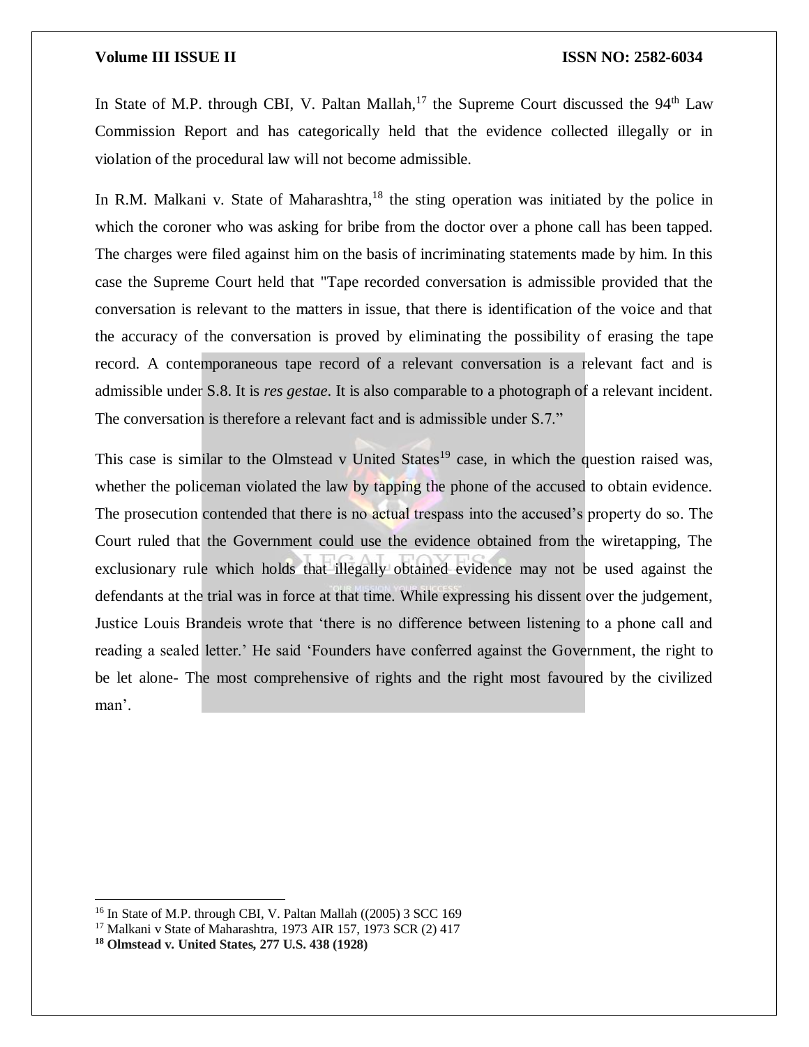In State of M.P. through CBI, V. Paltan Mallah,[17] the Supreme Court discussed the 94th Law Commission Report and has categorically held that the evidence collected illegally or in violation of the procedural law will not become admissible.

In R.M. Malkani v. State of Maharashtra,[18] the sting operation was initiated by the police in which the coroner who was asking for bribe from the doctor over a phone call has been tapped. The charges were filed against him on the basis of incriminating statements made by him. In this case the Supreme Court held that "Tape recorded conversation is admissible provided that the conversation is relevant to the matters in issue, that there is identification of the voice and that the accuracy of the conversation is proved by eliminating the possibility of erasing the tape record. A contemporaneous tape record of a relevant conversation is a relevant fact and is admissible under S.8. It is *res gestae*. It is also comparable to a photograph of a relevant incident. The conversation is therefore a relevant fact and is admissible under S.7."

This case is similar to the Olmstead v United States[19] case, in which the question raised was, whether the policeman violated the law by tapping the phone of the accused to obtain evidence. The prosecution contended that there is no actual trespass into the accused's property do so. The Court ruled that the Government could use the evidence obtained from the wiretapping, The exclusionary rule which holds that illegally obtained evidence may not be used against the defendants at the trial was in force at that time. While expressing his dissent over the judgement, Justice Louis Brandeis wrote that 'there is no difference between listening to a phone call and reading a sealed letter.' He said 'Founders have conferred against the Government, the right to be let alone- The most comprehensive of rights and the right most favoured by the civilized man'.

---

[16] In State of M.P. through CBI, V. Paltan Mallah ((2005) 3 SCC 169

[17] Malkani v State of Maharashtra, 1973 AIR 157, 1973 SCR (2) 417

**[18] Olmstead v. United States, 277 U.S. 438 (1928)**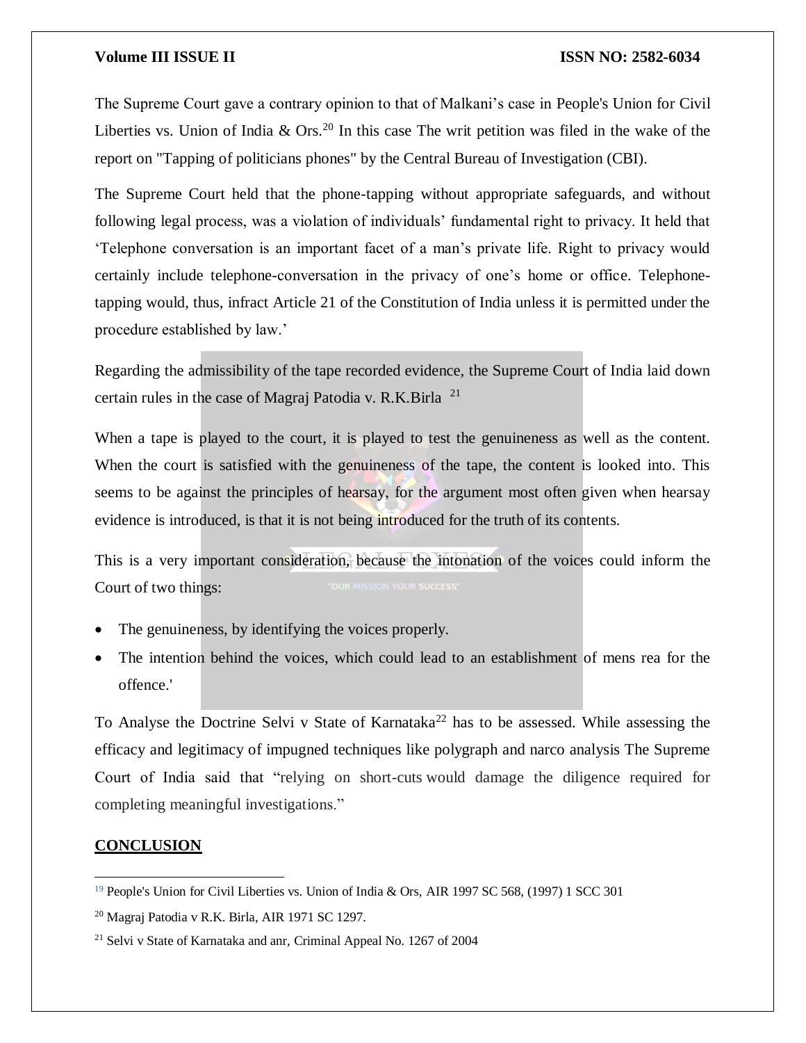The Supreme Court gave a contrary opinion to that of Malkani's case in People's Union for Civil Liberties vs. Union of India & Ors.[20] In this case The writ petition was filed in the wake of the report on "Tapping of politicians phones" by the Central Bureau of Investigation (CBI).

The Supreme Court held that the phone-tapping without appropriate safeguards, and without following legal process, was a violation of individuals' fundamental right to privacy. It held that 'Telephone conversation is an important facet of a man's private life. Right to privacy would certainly include telephone-conversation in the privacy of one's home or office. Telephone-tapping would, thus, infract Article 21 of the Constitution of India unless it is permitted under the procedure established by law.'

Regarding the admissibility of the tape recorded evidence, the Supreme Court of India laid down certain rules in the case of Magraj Patodia v. R.K.Birla [21]

When a tape is played to the court, it is played to test the genuineness as well as the content. When the court is satisfied with the genuineness of the tape, the content is looked into. This seems to be against the principles of hearsay, for the argument most often given when hearsay evidence is introduced, is that it is not being introduced for the truth of its contents.

This is a very important consideration, because the intonation of the voices could inform the Court of two things:

- The genuineness, by identifying the voices properly.
- The intention behind the voices, which could lead to an establishment of mens rea for the offence.'

To Analyse the Doctrine Selvi v State of Karnataka[22] has to be assessed. While assessing the efficacy and legitimacy of impugned techniques like polygraph and narco analysis The Supreme Court of India said that "relying on short-cuts would damage the diligence required for completing meaningful investigations."

## CONCLUSION

---

[19] People's Union for Civil Liberties vs. Union of India & Ors, AIR 1997 SC 568, (1997) 1 SCC 301

[20] Magraj Patodia v R.K. Birla, AIR 1971 SC 1297.

[21] Selvi v State of Karnataka and anr, Criminal Appeal No. 1267 of 2004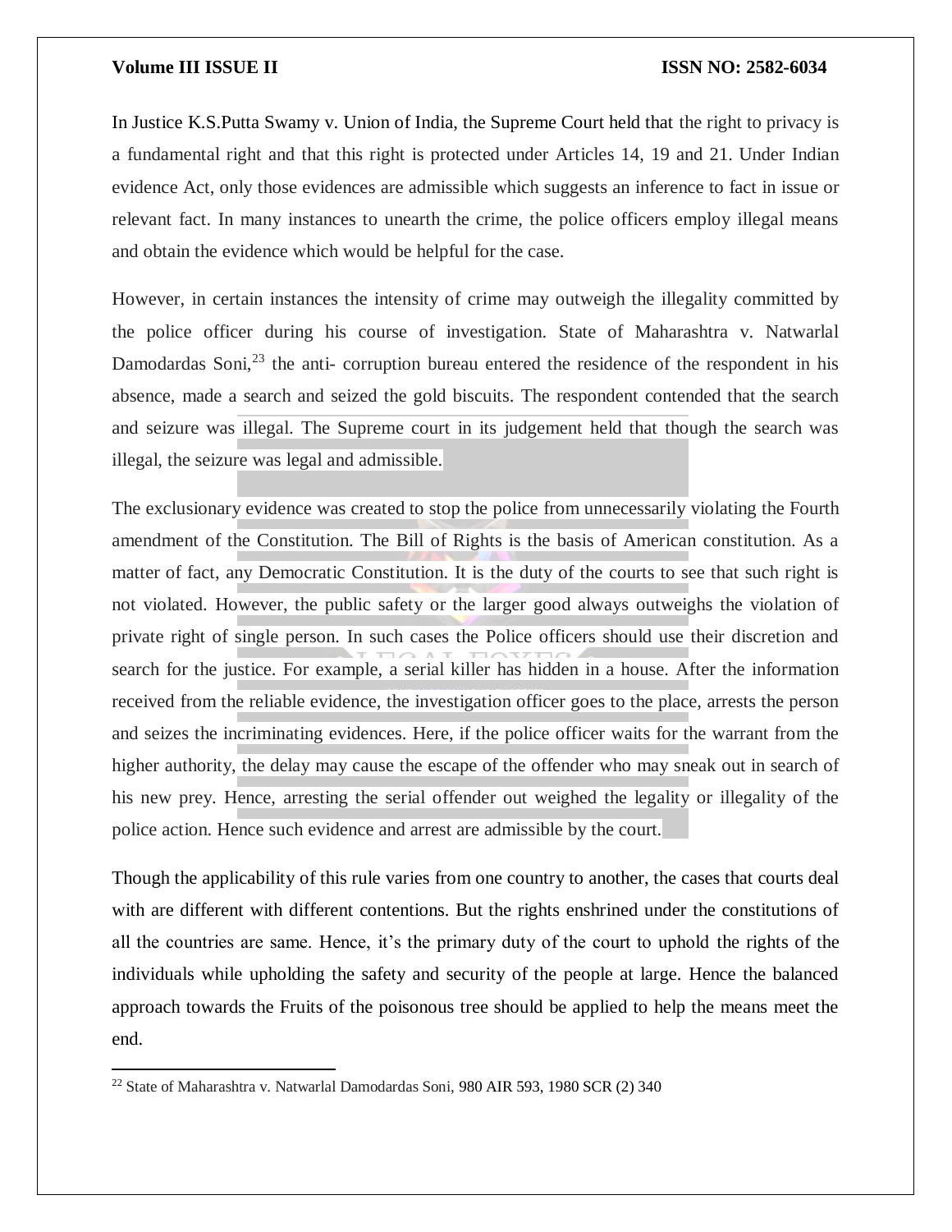In Justice K.S.Putta Swamy v. Union of India, the Supreme Court held that the right to privacy is a fundamental right and that this right is protected under Articles 14, 19 and 21. Under Indian evidence Act, only those evidences are admissible which suggests an inference to fact in issue or relevant fact. In many instances to unearth the crime, the police officers employ illegal means and obtain the evidence which would be helpful for the case.

However, in certain instances the intensity of crime may outweigh the illegality committed by the police officer during his course of investigation. State of Maharashtra v. Natwarlal Damodardas Soni,[23] the anti- corruption bureau entered the residence of the respondent in his absence, made a search and seized the gold biscuits. The respondent contended that the search and seizure was illegal. The Supreme court in its judgement held that though the search was illegal, the seizure was legal and admissible.

The exclusionary evidence was created to stop the police from unnecessarily violating the Fourth amendment of the Constitution. The Bill of Rights is the basis of American constitution. As a matter of fact, any Democratic Constitution. It is the duty of the courts to see that such right is not violated. However, the public safety or the larger good always outweighs the violation of private right of single person. In such cases the Police officers should use their discretion and search for the justice. For example, a serial killer has hidden in a house. After the information received from the reliable evidence, the investigation officer goes to the place, arrests the person and seizes the incriminating evidences. Here, if the police officer waits for the warrant from the higher authority, the delay may cause the escape of the offender who may sneak out in search of his new prey. Hence, arresting the serial offender out weighed the legality or illegality of the police action. Hence such evidence and arrest are admissible by the court.

Though the applicability of this rule varies from one country to another, the cases that courts deal with are different with different contentions. But the rights enshrined under the constitutions of all the countries are same. Hence, it's the primary duty of the court to uphold the rights of the individuals while upholding the safety and security of the people at large. Hence the balanced approach towards the Fruits of the poisonous tree should be applied to help the means meet the end.

---

[22] State of Maharashtra v. Natwarlal Damodardas Soni, 980 AIR 593, 1980 SCR (2) 340